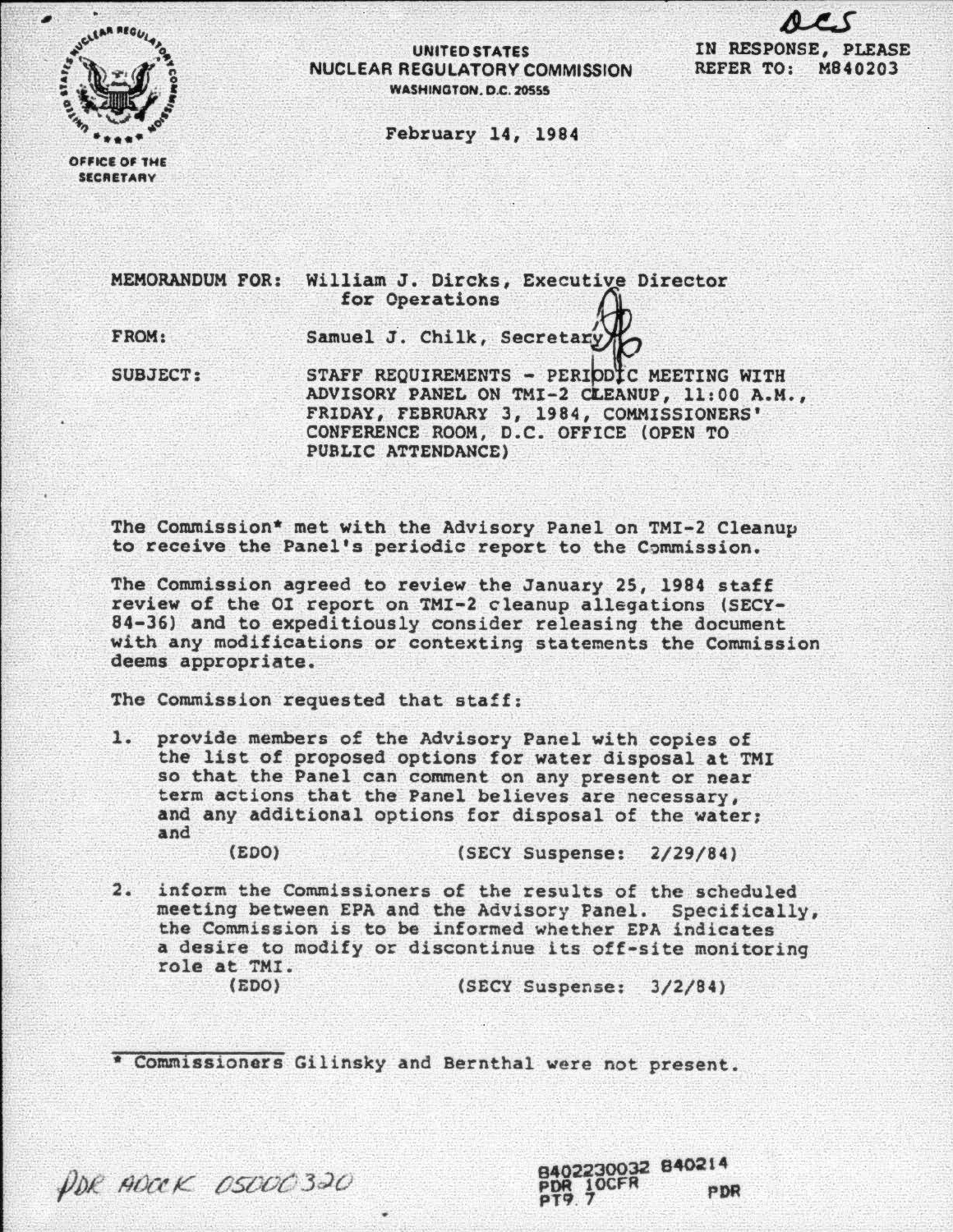UNITED STATES
NUCLEAR REGULATORY COMMISSION
WASHINGTON, D.C. 20555

OFFICE OF THE SECRETARY

IN RESPONSE, PLEASE REFER TO: M840203

February 14, 1984

MEMORANDUM FOR: William J. Dircks, Executive Director for Operations

FROM: Samuel J. Chilk, Secretary

SUBJECT: STAFF REQUIREMENTS - PERIODIC MEETING WITH ADVISORY PANEL ON TMI-2 CLEANUP, 11:00 A.M., FRIDAY, FEBRUARY 3, 1984, COMMISSIONERS' CONFERENCE ROOM, D.C. OFFICE (OPEN TO PUBLIC ATTENDANCE)

The Commission* met with the Advisory Panel on TMI-2 Cleanup to receive the Panel's periodic report to the Commission.

The Commission agreed to review the January 25, 1984 staff review of the OI report on TMI-2 cleanup allegations (SECY-84-36) and to expeditiously consider releasing the document with any modifications or contexting statements the Commission deems appropriate.

The Commission requested that staff:

1. provide members of the Advisory Panel with copies of the list of proposed options for water disposal at TMI so that the Panel can comment on any present or near term actions that the Panel believes are necessary, and any additional options for disposal of the water; and

   (EDO) (SECY Suspense: 2/29/84)

2. inform the Commissioners of the results of the scheduled meeting between EPA and the Advisory Panel. Specifically, the Commission is to be informed whether EPA indicates a desire to modify or discontinue its off-site monitoring role at TMI.

   (EDO) (SECY Suspense: 3/2/84)

* Commissioners Gilinsky and Bernthal were not present.

PDR ADOCK 05000320

8402230032 840214
PDR 10CFR
PT9.7 PDR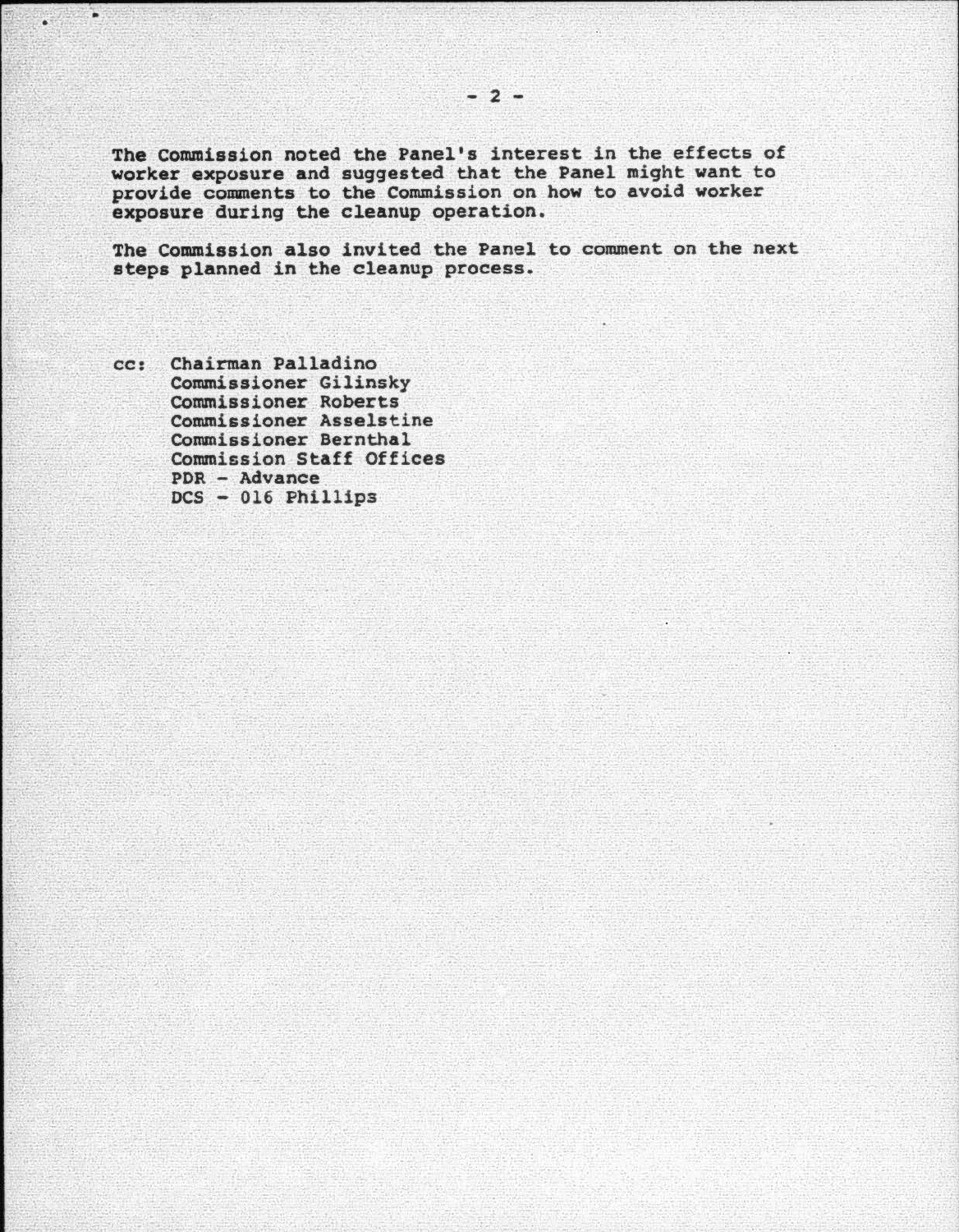The Commission noted the Panel's interest in the effects of worker exposure and suggested that the Panel might want to provide comments to the Commission on how to avoid worker exposure during the cleanup operation.

The Commission also invited the Panel to comment on the next steps planned in the cleanup process.

cc: Chairman Palladino
Commissioner Gilinsky
Commissioner Roberts
Commissioner Asselstine
Commissioner Bernthal
Commission Staff Offices
PDR - Advance
DCS - 016 Phillips